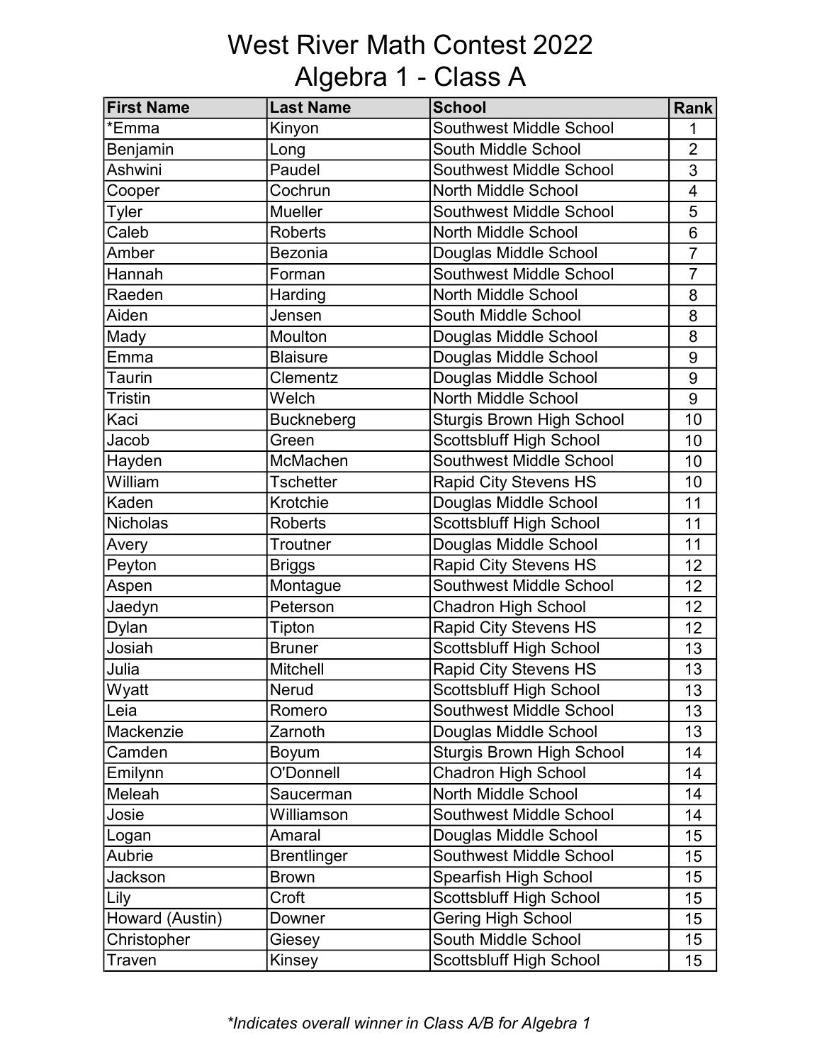# West River Math Contest 2022
## Algebra 1 - Class A

| First Name | Last Name | School | Rank |
|---|---|---|---|
| *Emma | Kinyon | Southwest Middle School | 1 |
| Benjamin | Long | South Middle School | 2 |
| Ashwini | Paudel | Southwest Middle School | 3 |
| Cooper | Cochrun | North Middle School | 4 |
| Tyler | Mueller | Southwest Middle School | 5 |
| Caleb | Roberts | North Middle School | 6 |
| Amber | Bezonia | Douglas Middle School | 7 |
| Hannah | Forman | Southwest Middle School | 7 |
| Raeden | Harding | North Middle School | 8 |
| Aiden | Jensen | South Middle School | 8 |
| Mady | Moulton | Douglas Middle School | 8 |
| Emma | Blaisure | Douglas Middle School | 9 |
| Taurin | Clementz | Douglas Middle School | 9 |
| Tristin | Welch | North Middle School | 9 |
| Kaci | Buckneberg | Sturgis Brown High School | 10 |
| Jacob | Green | Scottsbluff High School | 10 |
| Hayden | McMachen | Southwest Middle School | 10 |
| William | Tschetter | Rapid City Stevens HS | 10 |
| Kaden | Krotchie | Douglas Middle School | 11 |
| Nicholas | Roberts | Scottsbluff High School | 11 |
| Avery | Troutner | Douglas Middle School | 11 |
| Peyton | Briggs | Rapid City Stevens HS | 12 |
| Aspen | Montague | Southwest Middle School | 12 |
| Jaedyn | Peterson | Chadron High School | 12 |
| Dylan | Tipton | Rapid City Stevens HS | 12 |
| Josiah | Bruner | Scottsbluff High School | 13 |
| Julia | Mitchell | Rapid City Stevens HS | 13 |
| Wyatt | Nerud | Scottsbluff High School | 13 |
| Leia | Romero | Southwest Middle School | 13 |
| Mackenzie | Zarnoth | Douglas Middle School | 13 |
| Camden | Boyum | Sturgis Brown High School | 14 |
| Emilynn | O'Donnell | Chadron High School | 14 |
| Meleah | Saucerman | North Middle School | 14 |
| Josie | Williamson | Southwest Middle School | 14 |
| Logan | Amaral | Douglas Middle School | 15 |
| Aubrie | Brentlinger | Southwest Middle School | 15 |
| Jackson | Brown | Spearfish High School | 15 |
| Lily | Croft | Scottsbluff High School | 15 |
| Howard (Austin) | Downer | Gering High School | 15 |
| Christopher | Giesey | South Middle School | 15 |
| Traven | Kinsey | Scottsbluff High School | 15 |

*\*Indicates overall winner in Class A/B for Algebra 1*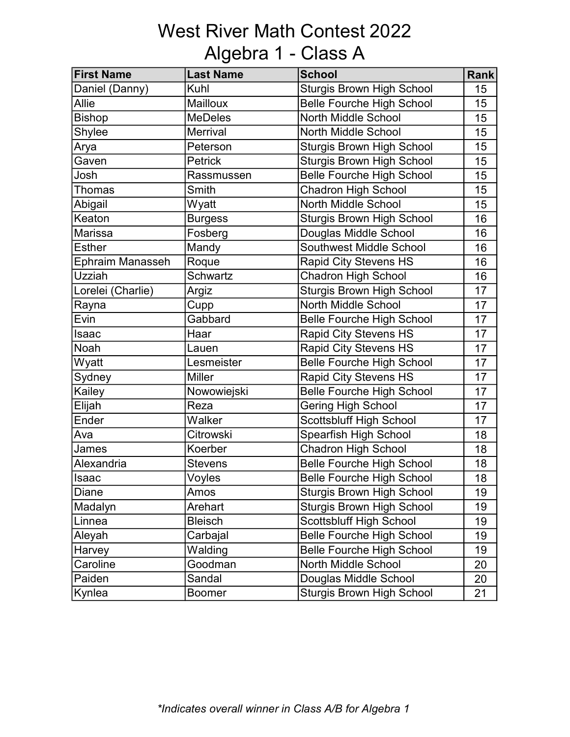# West River Math Contest 2022
## Algebra 1 - Class A

| First Name | Last Name | School | Rank |
|---|---|---|---|
| Daniel (Danny) | Kuhl | Sturgis Brown High School | 15 |
| Allie | Mailloux | Belle Fourche High School | 15 |
| Bishop | MeDeles | North Middle School | 15 |
| Shylee | Merrival | North Middle School | 15 |
| Arya | Peterson | Sturgis Brown High School | 15 |
| Gaven | Petrick | Sturgis Brown High School | 15 |
| Josh | Rassmussen | Belle Fourche High School | 15 |
| Thomas | Smith | Chadron High School | 15 |
| Abigail | Wyatt | North Middle School | 15 |
| Keaton | Burgess | Sturgis Brown High School | 16 |
| Marissa | Fosberg | Douglas Middle School | 16 |
| Esther | Mandy | Southwest Middle School | 16 |
| Ephraim Manasseh | Roque | Rapid City Stevens HS | 16 |
| Uzziah | Schwartz | Chadron High School | 16 |
| Lorelei (Charlie) | Argiz | Sturgis Brown High School | 17 |
| Rayna | Cupp | North Middle School | 17 |
| Evin | Gabbard | Belle Fourche High School | 17 |
| Isaac | Haar | Rapid City Stevens HS | 17 |
| Noah | Lauen | Rapid City Stevens HS | 17 |
| Wyatt | Lesmeister | Belle Fourche High School | 17 |
| Sydney | Miller | Rapid City Stevens HS | 17 |
| Kailey | Nowowiejski | Belle Fourche High School | 17 |
| Elijah | Reza | Gering High School | 17 |
| Ender | Walker | Scottsbluff High School | 17 |
| Ava | Citrowski | Spearfish High School | 18 |
| James | Koerber | Chadron High School | 18 |
| Alexandria | Stevens | Belle Fourche High School | 18 |
| Isaac | Voyles | Belle Fourche High School | 18 |
| Diane | Amos | Sturgis Brown High School | 19 |
| Madalyn | Arehart | Sturgis Brown High School | 19 |
| Linnea | Bleisch | Scottsbluff High School | 19 |
| Aleyah | Carbajal | Belle Fourche High School | 19 |
| Harvey | Walding | Belle Fourche High School | 19 |
| Caroline | Goodman | North Middle School | 20 |
| Paiden | Sandal | Douglas Middle School | 20 |
| Kynlea | Boomer | Sturgis Brown High School | 21 |

*\*Indicates overall winner in Class A/B for Algebra 1*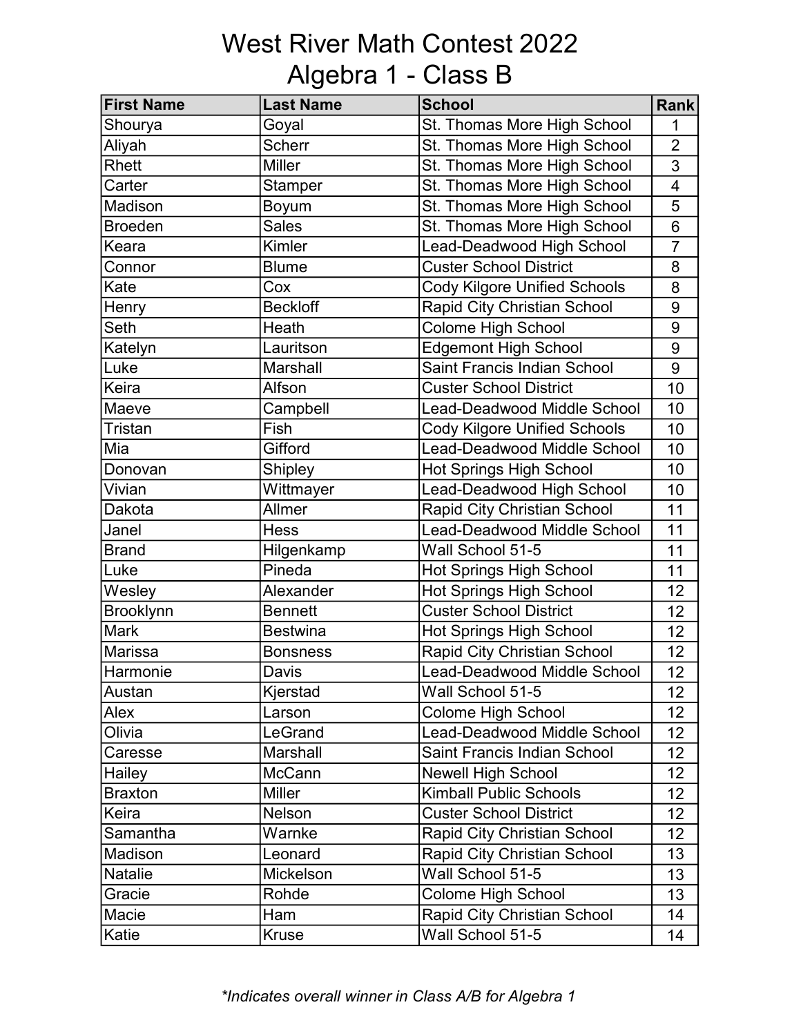# West River Math Contest 2022

## Algebra 1 - Class B

| First Name | Last Name | School | Rank |
|---|---|---|---|
| Shourya | Goyal | St. Thomas More High School | 1 |
| Aliyah | Scherr | St. Thomas More High School | 2 |
| Rhett | Miller | St. Thomas More High School | 3 |
| Carter | Stamper | St. Thomas More High School | 4 |
| Madison | Boyum | St. Thomas More High School | 5 |
| Broeden | Sales | St. Thomas More High School | 6 |
| Keara | Kimler | Lead-Deadwood High School | 7 |
| Connor | Blume | Custer School District | 8 |
| Kate | Cox | Cody Kilgore Unified Schools | 8 |
| Henry | Beckloff | Rapid City Christian School | 9 |
| Seth | Heath | Colome High School | 9 |
| Katelyn | Lauritson | Edgemont High School | 9 |
| Luke | Marshall | Saint Francis Indian School | 9 |
| Keira | Alfson | Custer School District | 10 |
| Maeve | Campbell | Lead-Deadwood Middle School | 10 |
| Tristan | Fish | Cody Kilgore Unified Schools | 10 |
| Mia | Gifford | Lead-Deadwood Middle School | 10 |
| Donovan | Shipley | Hot Springs High School | 10 |
| Vivian | Wittmayer | Lead-Deadwood High School | 10 |
| Dakota | Allmer | Rapid City Christian School | 11 |
| Janel | Hess | Lead-Deadwood Middle School | 11 |
| Brand | Hilgenkamp | Wall School 51-5 | 11 |
| Luke | Pineda | Hot Springs High School | 11 |
| Wesley | Alexander | Hot Springs High School | 12 |
| Brooklynn | Bennett | Custer School District | 12 |
| Mark | Bestwina | Hot Springs High School | 12 |
| Marissa | Bonsness | Rapid City Christian School | 12 |
| Harmonie | Davis | Lead-Deadwood Middle School | 12 |
| Austan | Kjerstad | Wall School 51-5 | 12 |
| Alex | Larson | Colome High School | 12 |
| Olivia | LeGrand | Lead-Deadwood Middle School | 12 |
| Caresse | Marshall | Saint Francis Indian School | 12 |
| Hailey | McCann | Newell High School | 12 |
| Braxton | Miller | Kimball Public Schools | 12 |
| Keira | Nelson | Custer School District | 12 |
| Samantha | Warnke | Rapid City Christian School | 12 |
| Madison | Leonard | Rapid City Christian School | 13 |
| Natalie | Mickelson | Wall School 51-5 | 13 |
| Gracie | Rohde | Colome High School | 13 |
| Macie | Ham | Rapid City Christian School | 14 |
| Katie | Kruse | Wall School 51-5 | 14 |

*\*Indicates overall winner in Class A/B for Algebra 1*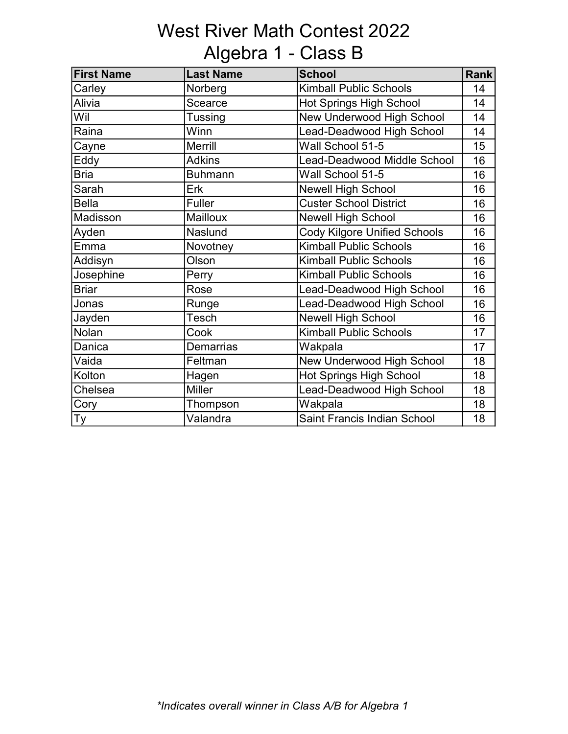# West River Math Contest 2022
## Algebra 1 - Class B

| First Name | Last Name | School | Rank |
|---|---|---|---|
| Carley | Norberg | Kimball Public Schools | 14 |
| Alivia | Scearce | Hot Springs High School | 14 |
| Wil | Tussing | New Underwood High School | 14 |
| Raina | Winn | Lead-Deadwood High School | 14 |
| Cayne | Merrill | Wall School 51-5 | 15 |
| Eddy | Adkins | Lead-Deadwood Middle School | 16 |
| Bria | Buhmann | Wall School 51-5 | 16 |
| Sarah | Erk | Newell High School | 16 |
| Bella | Fuller | Custer School District | 16 |
| Madisson | Mailloux | Newell High School | 16 |
| Ayden | Naslund | Cody Kilgore Unified Schools | 16 |
| Emma | Novotney | Kimball Public Schools | 16 |
| Addisyn | Olson | Kimball Public Schools | 16 |
| Josephine | Perry | Kimball Public Schools | 16 |
| Briar | Rose | Lead-Deadwood High School | 16 |
| Jonas | Runge | Lead-Deadwood High School | 16 |
| Jayden | Tesch | Newell High School | 16 |
| Nolan | Cook | Kimball Public Schools | 17 |
| Danica | Demarrias | Wakpala | 17 |
| Vaida | Feltman | New Underwood High School | 18 |
| Kolton | Hagen | Hot Springs High School | 18 |
| Chelsea | Miller | Lead-Deadwood High School | 18 |
| Cory | Thompson | Wakpala | 18 |
| Ty | Valandra | Saint Francis Indian School | 18 |

*\*Indicates overall winner in Class A/B for Algebra 1*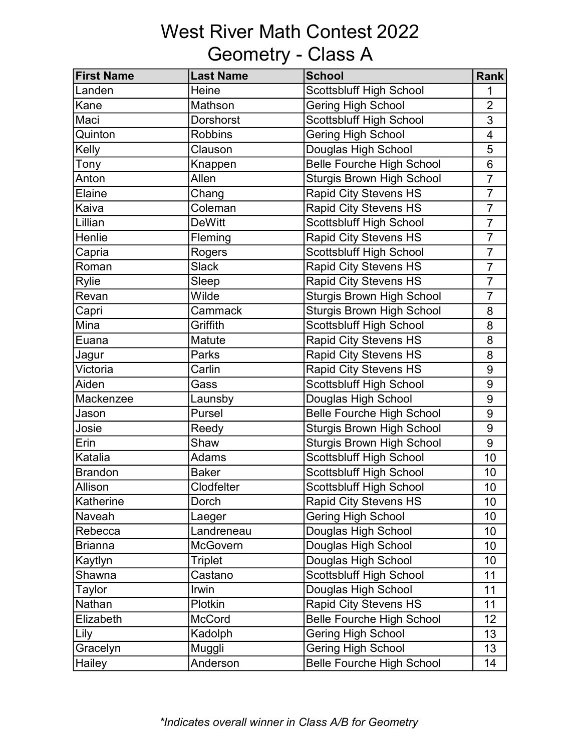# West River Math Contest 2022
## Geometry - Class A

| First Name | Last Name | School | Rank |
|---|---|---|---|
| Landen | Heine | Scottsbluff High School | 1 |
| Kane | Mathson | Gering High School | 2 |
| Maci | Dorshorst | Scottsbluff High School | 3 |
| Quinton | Robbins | Gering High School | 4 |
| Kelly | Clauson | Douglas High School | 5 |
| Tony | Knappen | Belle Fourche High School | 6 |
| Anton | Allen | Sturgis Brown High School | 7 |
| Elaine | Chang | Rapid City Stevens HS | 7 |
| Kaiva | Coleman | Rapid City Stevens HS | 7 |
| Lillian | DeWitt | Scottsbluff High School | 7 |
| Henlie | Fleming | Rapid City Stevens HS | 7 |
| Capria | Rogers | Scottsbluff High School | 7 |
| Roman | Slack | Rapid City Stevens HS | 7 |
| Rylie | Sleep | Rapid City Stevens HS | 7 |
| Revan | Wilde | Sturgis Brown High School | 7 |
| Capri | Cammack | Sturgis Brown High School | 8 |
| Mina | Griffith | Scottsbluff High School | 8 |
| Euana | Matute | Rapid City Stevens HS | 8 |
| Jagur | Parks | Rapid City Stevens HS | 8 |
| Victoria | Carlin | Rapid City Stevens HS | 9 |
| Aiden | Gass | Scottsbluff High School | 9 |
| Mackenzee | Launsby | Douglas High School | 9 |
| Jason | Pursel | Belle Fourche High School | 9 |
| Josie | Reedy | Sturgis Brown High School | 9 |
| Erin | Shaw | Sturgis Brown High School | 9 |
| Katalia | Adams | Scottsbluff High School | 10 |
| Brandon | Baker | Scottsbluff High School | 10 |
| Allison | Clodfelter | Scottsbluff High School | 10 |
| Katherine | Dorch | Rapid City Stevens HS | 10 |
| Naveah | Laeger | Gering High School | 10 |
| Rebecca | Landreneau | Douglas High School | 10 |
| Brianna | McGovern | Douglas High School | 10 |
| Kaytlyn | Triplet | Douglas High School | 10 |
| Shawna | Castano | Scottsbluff High School | 11 |
| Taylor | Irwin | Douglas High School | 11 |
| Nathan | Plotkin | Rapid City Stevens HS | 11 |
| Elizabeth | McCord | Belle Fourche High School | 12 |
| Lily | Kadolph | Gering High School | 13 |
| Gracelyn | Muggli | Gering High School | 13 |
| Hailey | Anderson | Belle Fourche High School | 14 |

*\*Indicates overall winner in Class A/B for Geometry*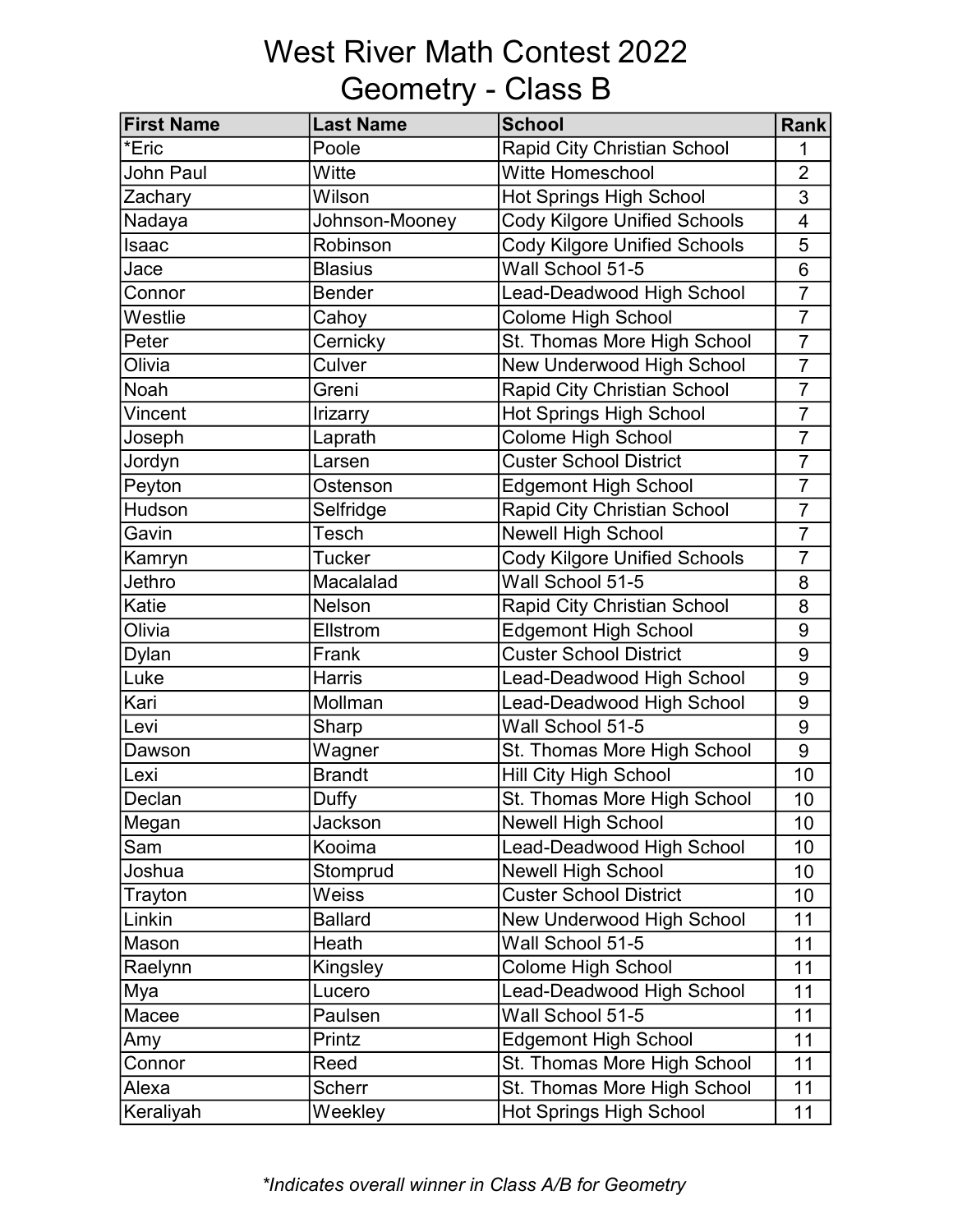# West River Math Contest 2022
## Geometry - Class B

| First Name | Last Name | School | Rank |
|---|---|---|---|
| *Eric | Poole | Rapid City Christian School | 1 |
| John Paul | Witte | Witte Homeschool | 2 |
| Zachary | Wilson | Hot Springs High School | 3 |
| Nadaya | Johnson-Mooney | Cody Kilgore Unified Schools | 4 |
| Isaac | Robinson | Cody Kilgore Unified Schools | 5 |
| Jace | Blasius | Wall School 51-5 | 6 |
| Connor | Bender | Lead-Deadwood High School | 7 |
| Westlie | Cahoy | Colome High School | 7 |
| Peter | Cernicky | St. Thomas More High School | 7 |
| Olivia | Culver | New Underwood High School | 7 |
| Noah | Greni | Rapid City Christian School | 7 |
| Vincent | Irizarry | Hot Springs High School | 7 |
| Joseph | Laprath | Colome High School | 7 |
| Jordyn | Larsen | Custer School District | 7 |
| Peyton | Ostenson | Edgemont High School | 7 |
| Hudson | Selfridge | Rapid City Christian School | 7 |
| Gavin | Tesch | Newell High School | 7 |
| Kamryn | Tucker | Cody Kilgore Unified Schools | 7 |
| Jethro | Macalalad | Wall School 51-5 | 8 |
| Katie | Nelson | Rapid City Christian School | 8 |
| Olivia | Ellstrom | Edgemont High School | 9 |
| Dylan | Frank | Custer School District | 9 |
| Luke | Harris | Lead-Deadwood High School | 9 |
| Kari | Mollman | Lead-Deadwood High School | 9 |
| Levi | Sharp | Wall School 51-5 | 9 |
| Dawson | Wagner | St. Thomas More High School | 9 |
| Lexi | Brandt | Hill City High School | 10 |
| Declan | Duffy | St. Thomas More High School | 10 |
| Megan | Jackson | Newell High School | 10 |
| Sam | Kooima | Lead-Deadwood High School | 10 |
| Joshua | Stomprud | Newell High School | 10 |
| Trayton | Weiss | Custer School District | 10 |
| Linkin | Ballard | New Underwood High School | 11 |
| Mason | Heath | Wall School 51-5 | 11 |
| Raelynn | Kingsley | Colome High School | 11 |
| Mya | Lucero | Lead-Deadwood High School | 11 |
| Macee | Paulsen | Wall School 51-5 | 11 |
| Amy | Printz | Edgemont High School | 11 |
| Connor | Reed | St. Thomas More High School | 11 |
| Alexa | Scherr | St. Thomas More High School | 11 |
| Keraliyah | Weekley | Hot Springs High School | 11 |

*\*Indicates overall winner in Class A/B for Geometry*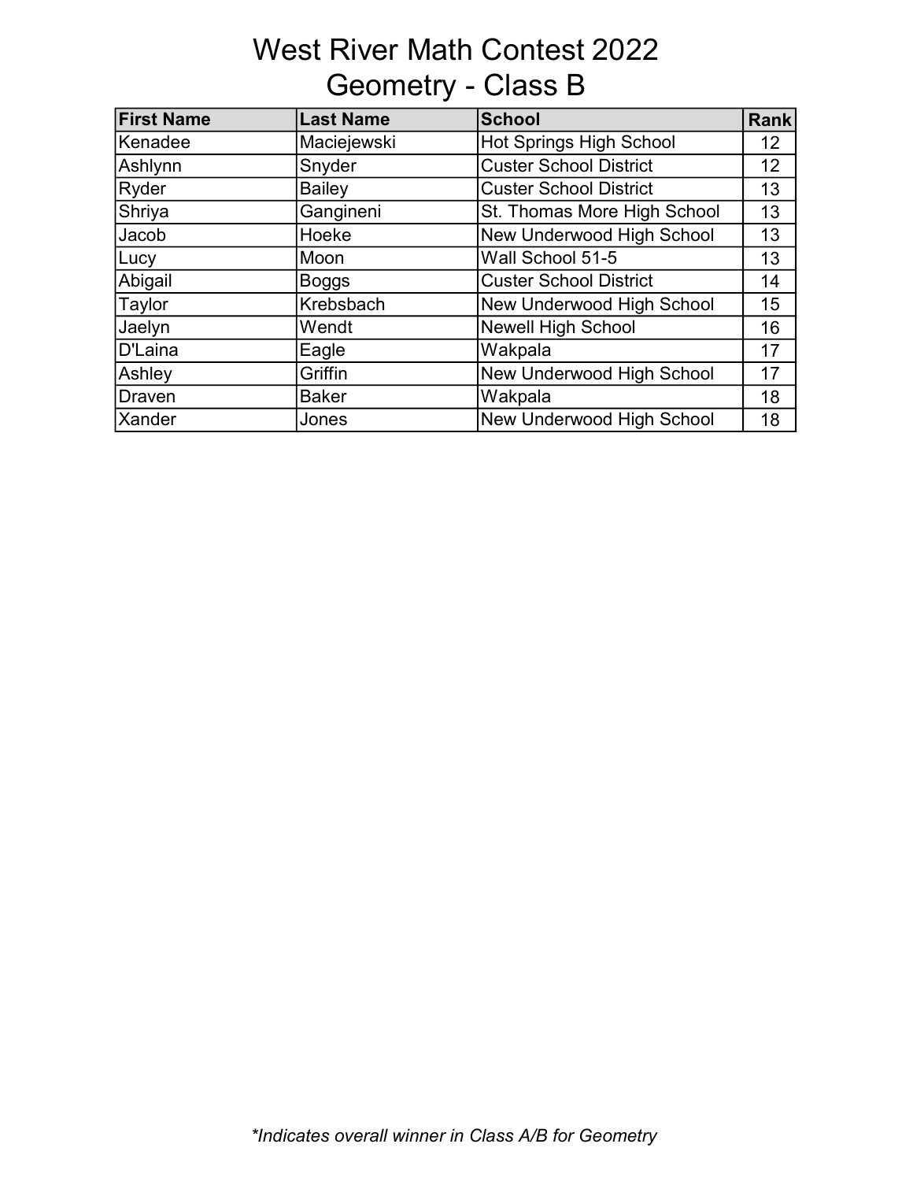# West River Math Contest 2022
## Geometry - Class B

| First Name | Last Name | School | Rank |
|---|---|---|---|
| Kenadee | Maciejewski | Hot Springs High School | 12 |
| Ashlynn | Snyder | Custer School District | 12 |
| Ryder | Bailey | Custer School District | 13 |
| Shriya | Gangineni | St. Thomas More High School | 13 |
| Jacob | Hoeke | New Underwood High School | 13 |
| Lucy | Moon | Wall School 51-5 | 13 |
| Abigail | Boggs | Custer School District | 14 |
| Taylor | Krebsbach | New Underwood High School | 15 |
| Jaelyn | Wendt | Newell High School | 16 |
| D'Laina | Eagle | Wakpala | 17 |
| Ashley | Griffin | New Underwood High School | 17 |
| Draven | Baker | Wakpala | 18 |
| Xander | Jones | New Underwood High School | 18 |

*\*Indicates overall winner in Class A/B for Geometry*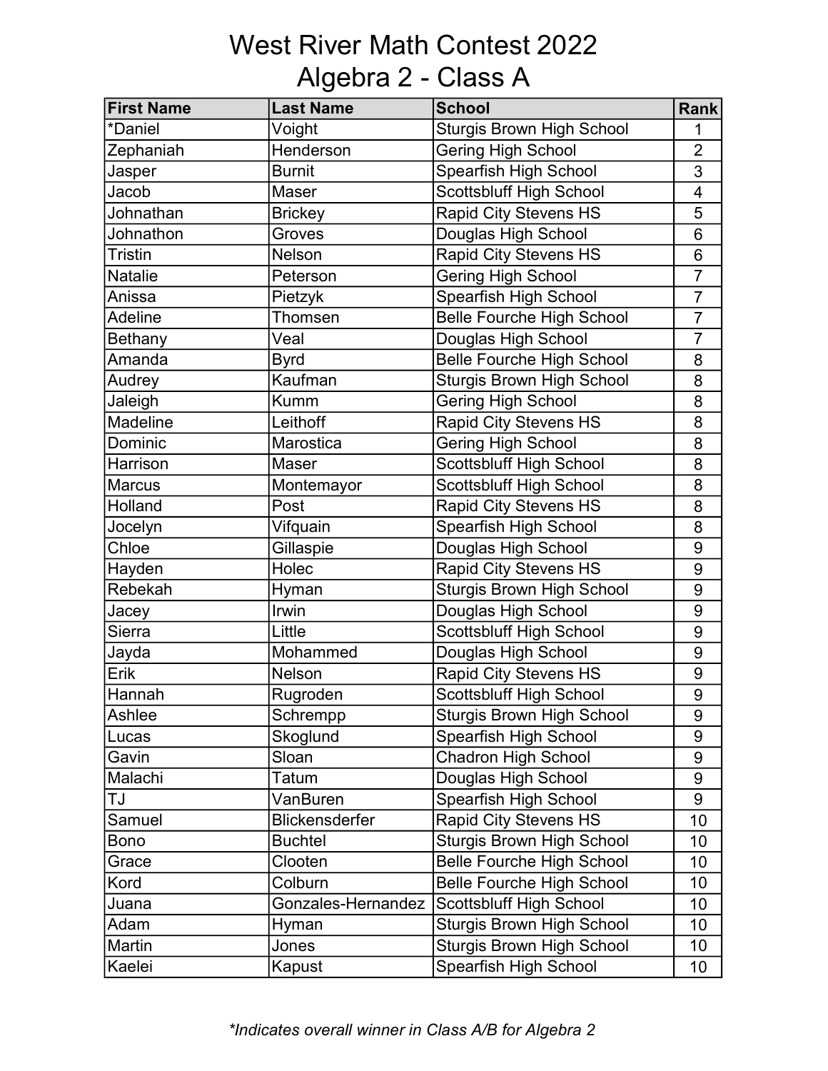# West River Math Contest 2022
## Algebra 2 - Class A

| First Name | Last Name | School | Rank |
|---|---|---|---|
| *Daniel | Voight | Sturgis Brown High School | 1 |
| Zephaniah | Henderson | Gering High School | 2 |
| Jasper | Burnit | Spearfish High School | 3 |
| Jacob | Maser | Scottsbluff High School | 4 |
| Johnathan | Brickey | Rapid City Stevens HS | 5 |
| Johnathon | Groves | Douglas High School | 6 |
| Tristin | Nelson | Rapid City Stevens HS | 6 |
| Natalie | Peterson | Gering High School | 7 |
| Anissa | Pietzyk | Spearfish High School | 7 |
| Adeline | Thomsen | Belle Fourche High School | 7 |
| Bethany | Veal | Douglas High School | 7 |
| Amanda | Byrd | Belle Fourche High School | 8 |
| Audrey | Kaufman | Sturgis Brown High School | 8 |
| Jaleigh | Kumm | Gering High School | 8 |
| Madeline | Leithoff | Rapid City Stevens HS | 8 |
| Dominic | Marostica | Gering High School | 8 |
| Harrison | Maser | Scottsbluff High School | 8 |
| Marcus | Montemayor | Scottsbluff High School | 8 |
| Holland | Post | Rapid City Stevens HS | 8 |
| Jocelyn | Vifquain | Spearfish High School | 8 |
| Chloe | Gillaspie | Douglas High School | 9 |
| Hayden | Holec | Rapid City Stevens HS | 9 |
| Rebekah | Hyman | Sturgis Brown High School | 9 |
| Jacey | Irwin | Douglas High School | 9 |
| Sierra | Little | Scottsbluff High School | 9 |
| Jayda | Mohammed | Douglas High School | 9 |
| Erik | Nelson | Rapid City Stevens HS | 9 |
| Hannah | Rugroden | Scottsbluff High School | 9 |
| Ashlee | Schrempp | Sturgis Brown High School | 9 |
| Lucas | Skoglund | Spearfish High School | 9 |
| Gavin | Sloan | Chadron High School | 9 |
| Malachi | Tatum | Douglas High School | 9 |
| TJ | VanBuren | Spearfish High School | 9 |
| Samuel | Blickensderfer | Rapid City Stevens HS | 10 |
| Bono | Buchtel | Sturgis Brown High School | 10 |
| Grace | Clooten | Belle Fourche High School | 10 |
| Kord | Colburn | Belle Fourche High School | 10 |
| Juana | Gonzales-Hernandez | Scottsbluff High School | 10 |
| Adam | Hyman | Sturgis Brown High School | 10 |
| Martin | Jones | Sturgis Brown High School | 10 |
| Kaelei | Kapust | Spearfish High School | 10 |

*\*Indicates overall winner in Class A/B for Algebra 2*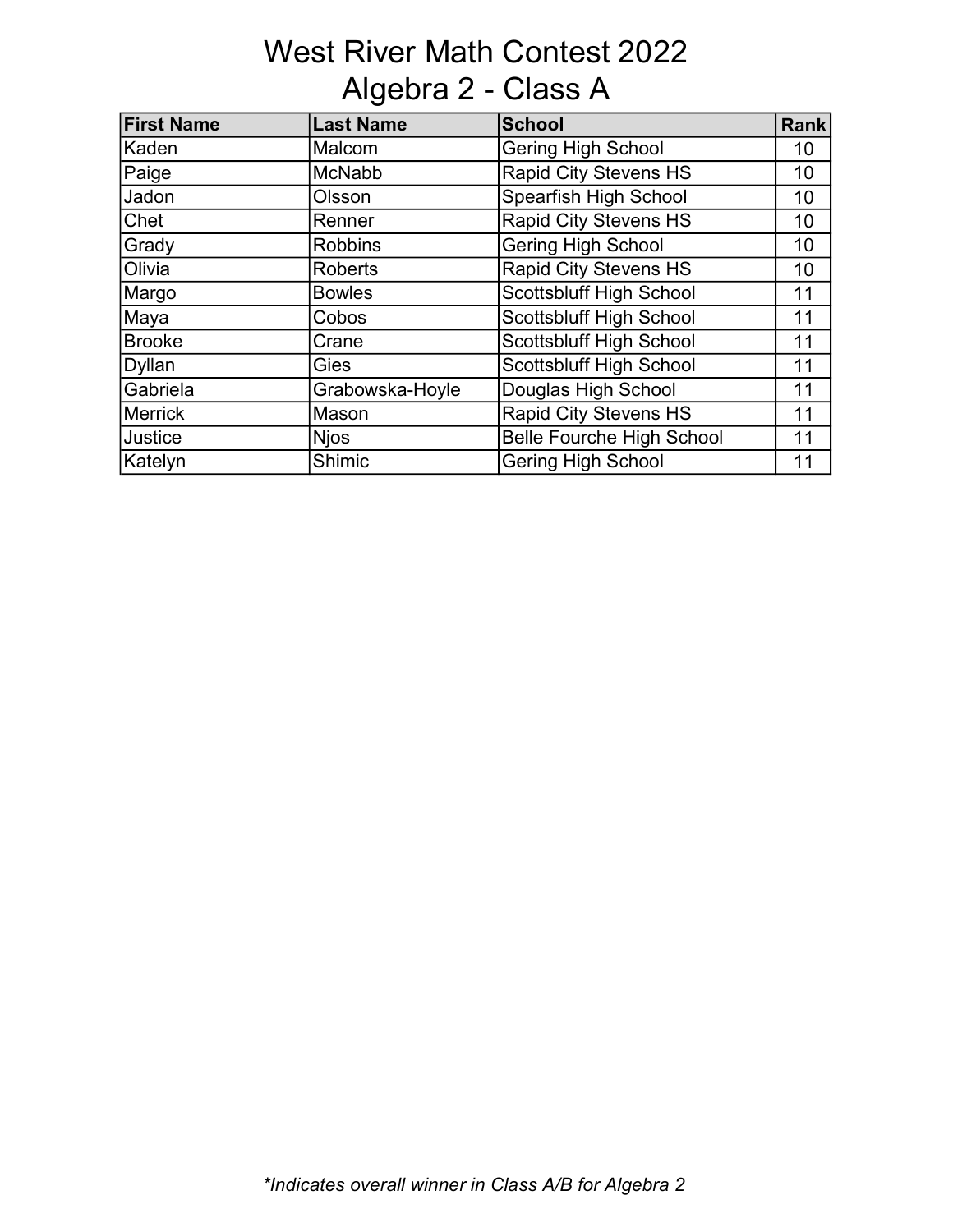# West River Math Contest 2022
## Algebra 2 - Class A

| First Name | Last Name | School | Rank |
|---|---|---|---|
| Kaden | Malcom | Gering High School | 10 |
| Paige | McNabb | Rapid City Stevens HS | 10 |
| Jadon | Olsson | Spearfish High School | 10 |
| Chet | Renner | Rapid City Stevens HS | 10 |
| Grady | Robbins | Gering High School | 10 |
| Olivia | Roberts | Rapid City Stevens HS | 10 |
| Margo | Bowles | Scottsbluff High School | 11 |
| Maya | Cobos | Scottsbluff High School | 11 |
| Brooke | Crane | Scottsbluff High School | 11 |
| Dyllan | Gies | Scottsbluff High School | 11 |
| Gabriela | Grabowska-Hoyle | Douglas High School | 11 |
| Merrick | Mason | Rapid City Stevens HS | 11 |
| Justice | Njos | Belle Fourche High School | 11 |
| Katelyn | Shimic | Gering High School | 11 |

*\*Indicates overall winner in Class A/B for Algebra 2*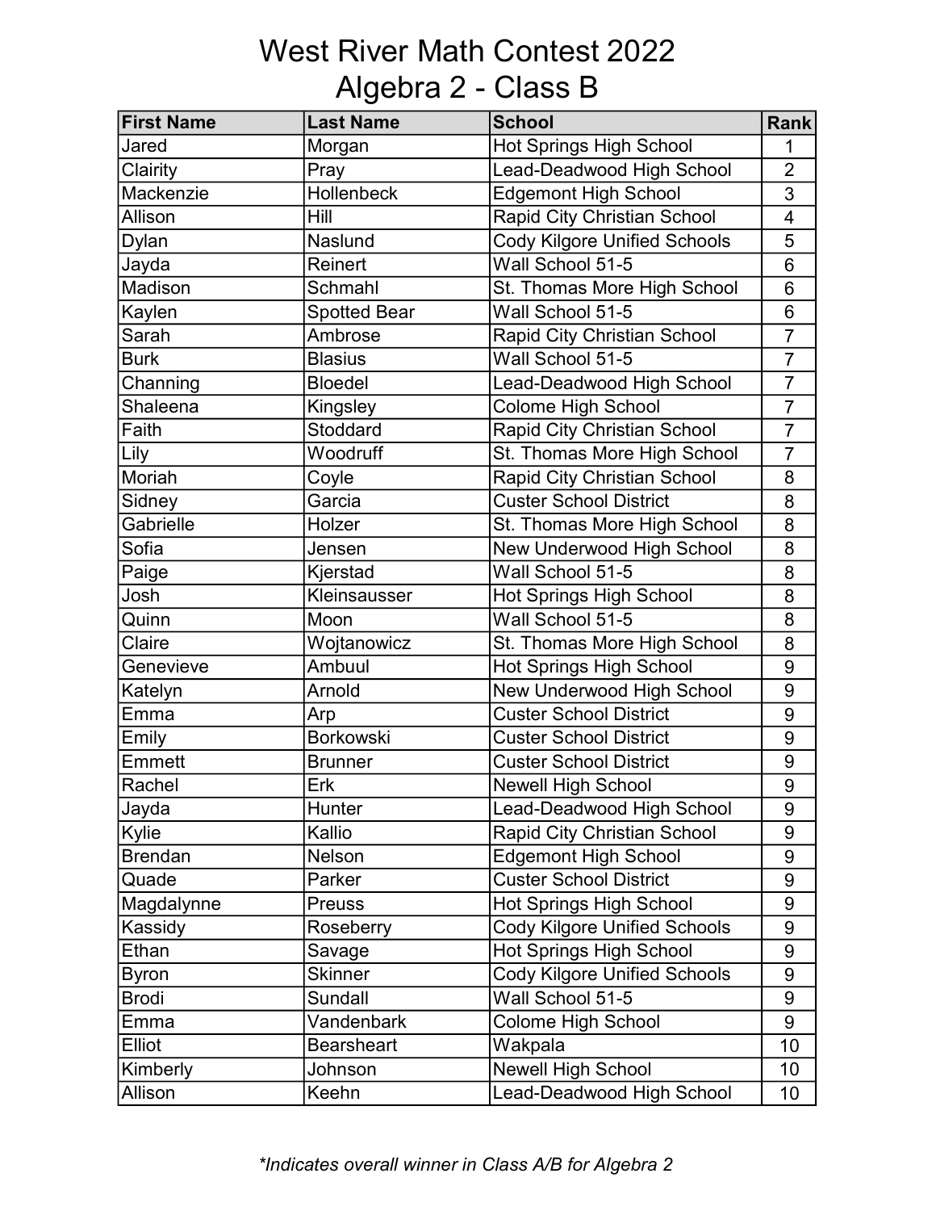# West River Math Contest 2022
## Algebra 2 - Class B

| First Name | Last Name | School | Rank |
|---|---|---|---|
| Jared | Morgan | Hot Springs High School | 1 |
| Clairity | Pray | Lead-Deadwood High School | 2 |
| Mackenzie | Hollenbeck | Edgemont High School | 3 |
| Allison | Hill | Rapid City Christian School | 4 |
| Dylan | Naslund | Cody Kilgore Unified Schools | 5 |
| Jayda | Reinert | Wall School 51-5 | 6 |
| Madison | Schmahl | St. Thomas More High School | 6 |
| Kaylen | Spotted Bear | Wall School 51-5 | 6 |
| Sarah | Ambrose | Rapid City Christian School | 7 |
| Burk | Blasius | Wall School 51-5 | 7 |
| Channing | Bloedel | Lead-Deadwood High School | 7 |
| Shaleena | Kingsley | Colome High School | 7 |
| Faith | Stoddard | Rapid City Christian School | 7 |
| Lily | Woodruff | St. Thomas More High School | 7 |
| Moriah | Coyle | Rapid City Christian School | 8 |
| Sidney | Garcia | Custer School District | 8 |
| Gabrielle | Holzer | St. Thomas More High School | 8 |
| Sofia | Jensen | New Underwood High School | 8 |
| Paige | Kjerstad | Wall School 51-5 | 8 |
| Josh | Kleinsausser | Hot Springs High School | 8 |
| Quinn | Moon | Wall School 51-5 | 8 |
| Claire | Wojtanowicz | St. Thomas More High School | 8 |
| Genevieve | Ambuul | Hot Springs High School | 9 |
| Katelyn | Arnold | New Underwood High School | 9 |
| Emma | Arp | Custer School District | 9 |
| Emily | Borkowski | Custer School District | 9 |
| Emmett | Brunner | Custer School District | 9 |
| Rachel | Erk | Newell High School | 9 |
| Jayda | Hunter | Lead-Deadwood High School | 9 |
| Kylie | Kallio | Rapid City Christian School | 9 |
| Brendan | Nelson | Edgemont High School | 9 |
| Quade | Parker | Custer School District | 9 |
| Magdalynne | Preuss | Hot Springs High School | 9 |
| Kassidy | Roseberry | Cody Kilgore Unified Schools | 9 |
| Ethan | Savage | Hot Springs High School | 9 |
| Byron | Skinner | Cody Kilgore Unified Schools | 9 |
| Brodi | Sundall | Wall School 51-5 | 9 |
| Emma | Vandenbark | Colome High School | 9 |
| Elliot | Bearsheart | Wakpala | 10 |
| Kimberly | Johnson | Newell High School | 10 |
| Allison | Keehn | Lead-Deadwood High School | 10 |

*\*Indicates overall winner in Class A/B for Algebra 2*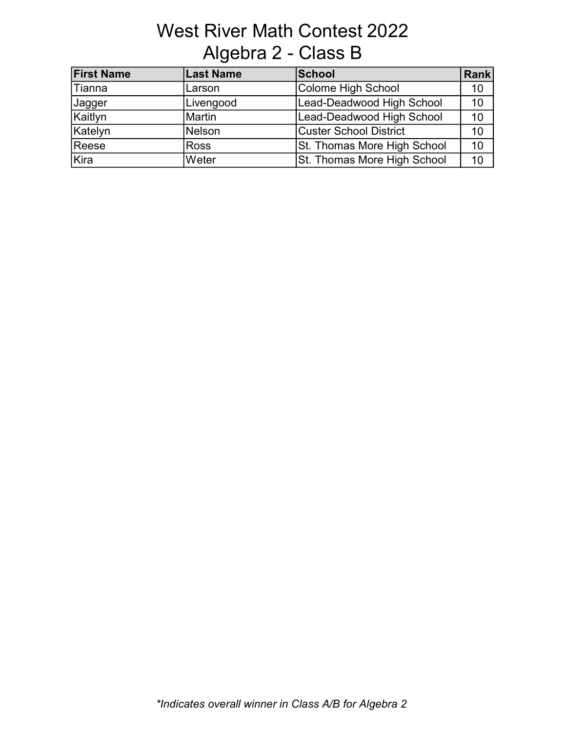# West River Math Contest 2022
## Algebra 2 - Class B

| First Name | Last Name | School | Rank |
|---|---|---|---|
| Tianna | Larson | Colome High School | 10 |
| Jagger | Livengood | Lead-Deadwood High School | 10 |
| Kaitlyn | Martin | Lead-Deadwood High School | 10 |
| Katelyn | Nelson | Custer School District | 10 |
| Reese | Ross | St. Thomas More High School | 10 |
| Kira | Weter | St. Thomas More High School | 10 |

*\*Indicates overall winner in Class A/B for Algebra 2*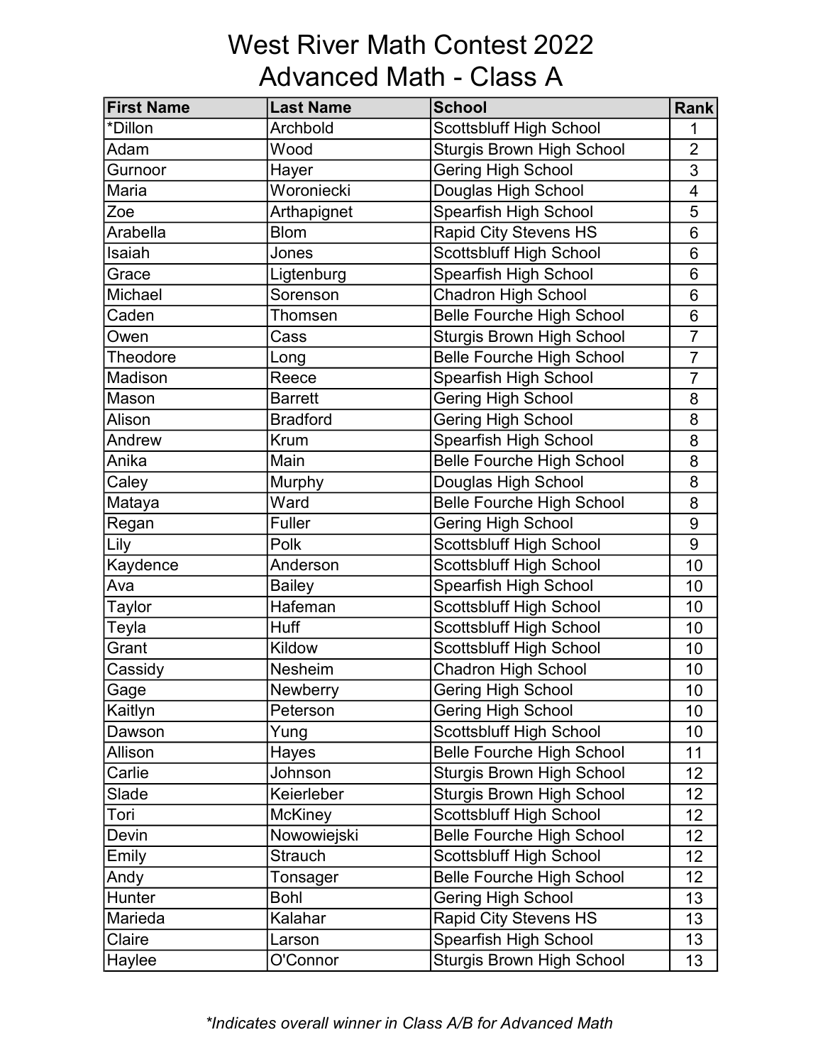# West River Math Contest 2022
## Advanced Math - Class A

| First Name | Last Name | School | Rank |
|---|---|---|---|
| *Dillon | Archbold | Scottsbluff High School | 1 |
| Adam | Wood | Sturgis Brown High School | 2 |
| Gurnoor | Hayer | Gering High School | 3 |
| Maria | Woroniecki | Douglas High School | 4 |
| Zoe | Arthapignet | Spearfish High School | 5 |
| Arabella | Blom | Rapid City Stevens HS | 6 |
| Isaiah | Jones | Scottsbluff High School | 6 |
| Grace | Ligtenburg | Spearfish High School | 6 |
| Michael | Sorenson | Chadron High School | 6 |
| Caden | Thomsen | Belle Fourche High School | 6 |
| Owen | Cass | Sturgis Brown High School | 7 |
| Theodore | Long | Belle Fourche High School | 7 |
| Madison | Reece | Spearfish High School | 7 |
| Mason | Barrett | Gering High School | 8 |
| Alison | Bradford | Gering High School | 8 |
| Andrew | Krum | Spearfish High School | 8 |
| Anika | Main | Belle Fourche High School | 8 |
| Caley | Murphy | Douglas High School | 8 |
| Mataya | Ward | Belle Fourche High School | 8 |
| Regan | Fuller | Gering High School | 9 |
| Lily | Polk | Scottsbluff High School | 9 |
| Kaydence | Anderson | Scottsbluff High School | 10 |
| Ava | Bailey | Spearfish High School | 10 |
| Taylor | Hafeman | Scottsbluff High School | 10 |
| Teyla | Huff | Scottsbluff High School | 10 |
| Grant | Kildow | Scottsbluff High School | 10 |
| Cassidy | Nesheim | Chadron High School | 10 |
| Gage | Newberry | Gering High School | 10 |
| Kaitlyn | Peterson | Gering High School | 10 |
| Dawson | Yung | Scottsbluff High School | 10 |
| Allison | Hayes | Belle Fourche High School | 11 |
| Carlie | Johnson | Sturgis Brown High School | 12 |
| Slade | Keierleber | Sturgis Brown High School | 12 |
| Tori | McKiney | Scottsbluff High School | 12 |
| Devin | Nowowiejski | Belle Fourche High School | 12 |
| Emily | Strauch | Scottsbluff High School | 12 |
| Andy | Tonsager | Belle Fourche High School | 12 |
| Hunter | Bohl | Gering High School | 13 |
| Marieda | Kalahar | Rapid City Stevens HS | 13 |
| Claire | Larson | Spearfish High School | 13 |
| Haylee | O'Connor | Sturgis Brown High School | 13 |

*\*Indicates overall winner in Class A/B for Advanced Math*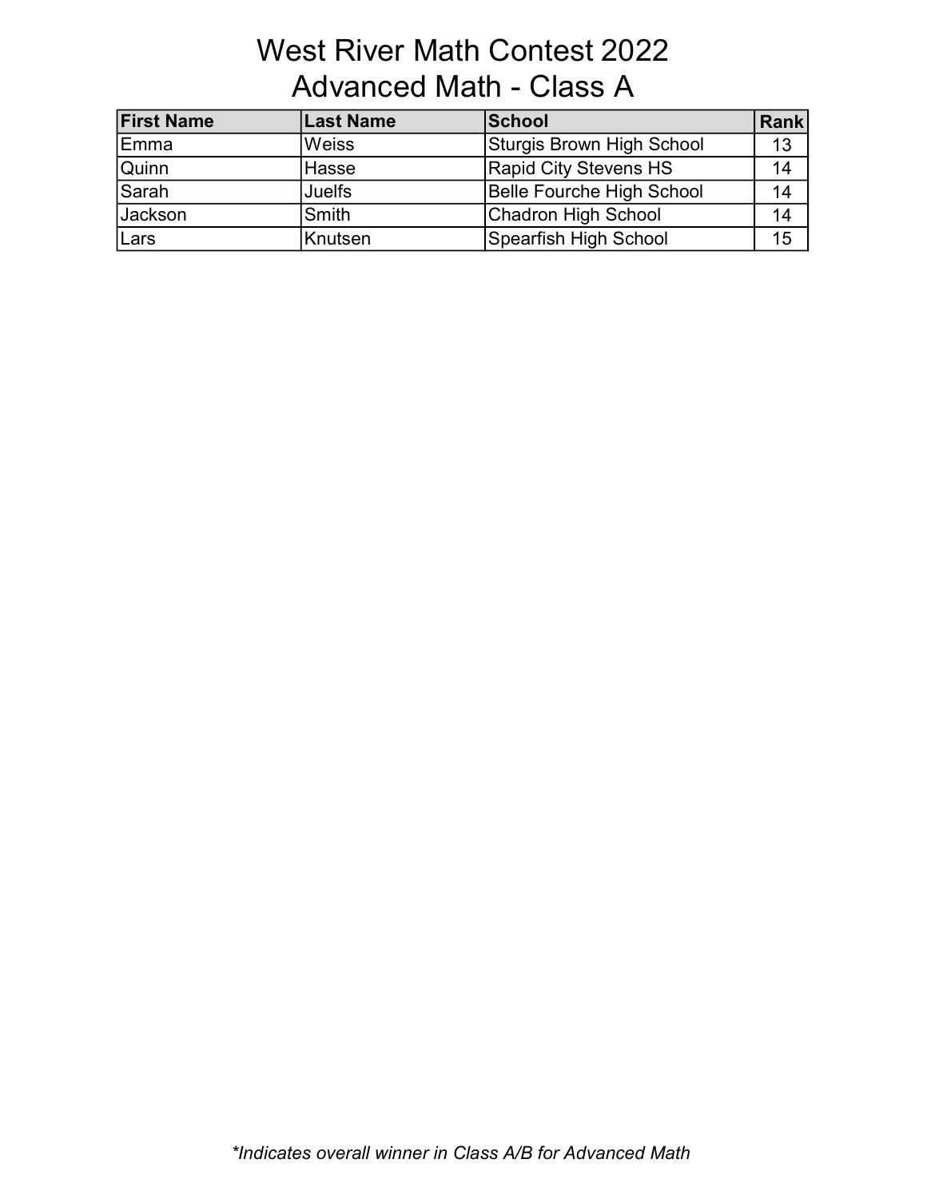# West River Math Contest 2022
## Advanced Math - Class A

| First Name | Last Name | School | Rank |
|---|---|---|---|
| Emma | Weiss | Sturgis Brown High School | 13 |
| Quinn | Hasse | Rapid City Stevens HS | 14 |
| Sarah | Juelfs | Belle Fourche High School | 14 |
| Jackson | Smith | Chadron High School | 14 |
| Lars | Knutsen | Spearfish High School | 15 |

*\*Indicates overall winner in Class A/B for Advanced Math*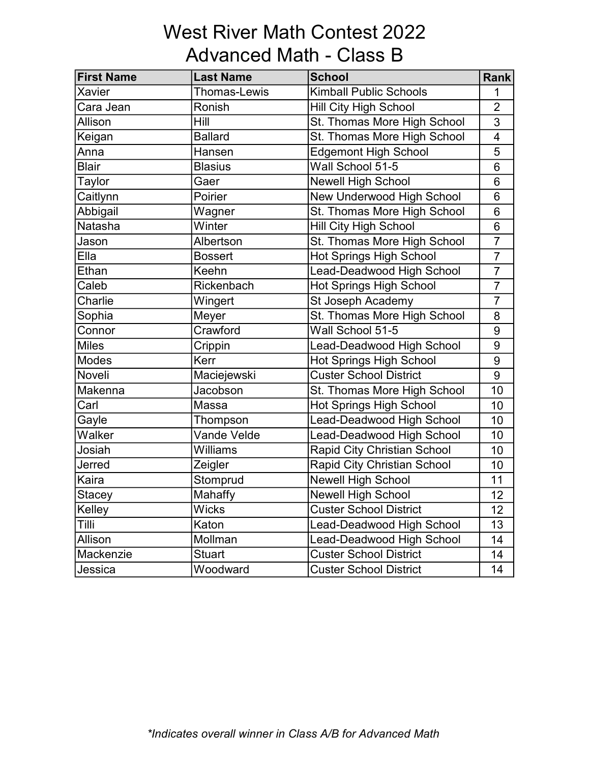# West River Math Contest 2022

## Advanced Math - Class B

| First Name | Last Name | School | Rank |
|---|---|---|---|
| Xavier | Thomas-Lewis | Kimball Public Schools | 1 |
| Cara Jean | Ronish | Hill City High School | 2 |
| Allison | Hill | St. Thomas More High School | 3 |
| Keigan | Ballard | St. Thomas More High School | 4 |
| Anna | Hansen | Edgemont High School | 5 |
| Blair | Blasius | Wall School 51-5 | 6 |
| Taylor | Gaer | Newell High School | 6 |
| Caitlynn | Poirier | New Underwood High School | 6 |
| Abbigail | Wagner | St. Thomas More High School | 6 |
| Natasha | Winter | Hill City High School | 6 |
| Jason | Albertson | St. Thomas More High School | 7 |
| Ella | Bossert | Hot Springs High School | 7 |
| Ethan | Keehn | Lead-Deadwood High School | 7 |
| Caleb | Rickenbach | Hot Springs High School | 7 |
| Charlie | Wingert | St Joseph Academy | 7 |
| Sophia | Meyer | St. Thomas More High School | 8 |
| Connor | Crawford | Wall School 51-5 | 9 |
| Miles | Crippin | Lead-Deadwood High School | 9 |
| Modes | Kerr | Hot Springs High School | 9 |
| Noveli | Maciejewski | Custer School District | 9 |
| Makenna | Jacobson | St. Thomas More High School | 10 |
| Carl | Massa | Hot Springs High School | 10 |
| Gayle | Thompson | Lead-Deadwood High School | 10 |
| Walker | Vande Velde | Lead-Deadwood High School | 10 |
| Josiah | Williams | Rapid City Christian School | 10 |
| Jerred | Zeigler | Rapid City Christian School | 10 |
| Kaira | Stomprud | Newell High School | 11 |
| Stacey | Mahaffy | Newell High School | 12 |
| Kelley | Wicks | Custer School District | 12 |
| Tilli | Katon | Lead-Deadwood High School | 13 |
| Allison | Mollman | Lead-Deadwood High School | 14 |
| Mackenzie | Stuart | Custer School District | 14 |
| Jessica | Woodward | Custer School District | 14 |

*\*Indicates overall winner in Class A/B for Advanced Math*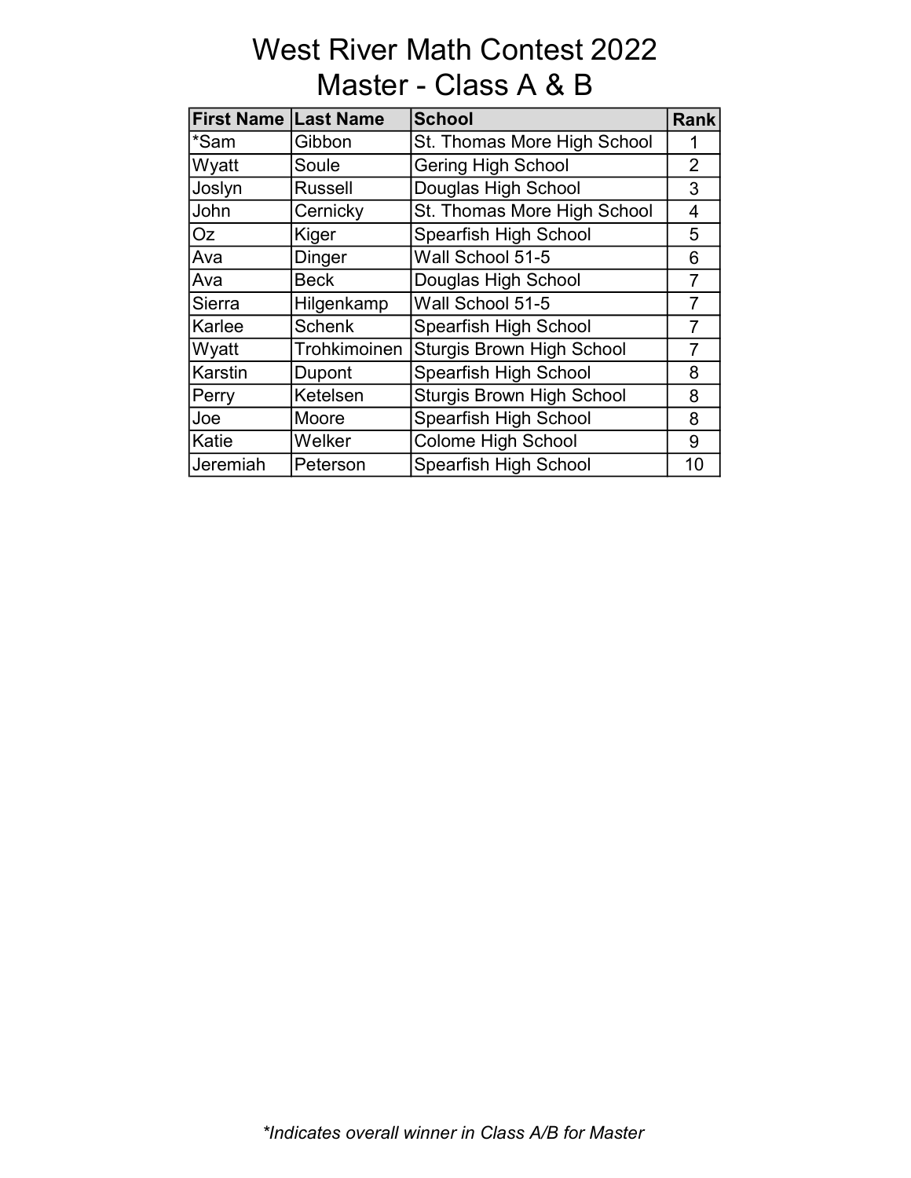# West River Math Contest 2022
## Master - Class A & B

| First Name | Last Name | School | Rank |
|---|---|---|---|
| *Sam | Gibbon | St. Thomas More High School | 1 |
| Wyatt | Soule | Gering High School | 2 |
| Joslyn | Russell | Douglas High School | 3 |
| John | Cernicky | St. Thomas More High School | 4 |
| Oz | Kiger | Spearfish High School | 5 |
| Ava | Dinger | Wall School 51-5 | 6 |
| Ava | Beck | Douglas High School | 7 |
| Sierra | Hilgenkamp | Wall School 51-5 | 7 |
| Karlee | Schenk | Spearfish High School | 7 |
| Wyatt | Trohkimoinen | Sturgis Brown High School | 7 |
| Karstin | Dupont | Spearfish High School | 8 |
| Perry | Ketelsen | Sturgis Brown High School | 8 |
| Joe | Moore | Spearfish High School | 8 |
| Katie | Welker | Colome High School | 9 |
| Jeremiah | Peterson | Spearfish High School | 10 |

*\*Indicates overall winner in Class A/B for Master*